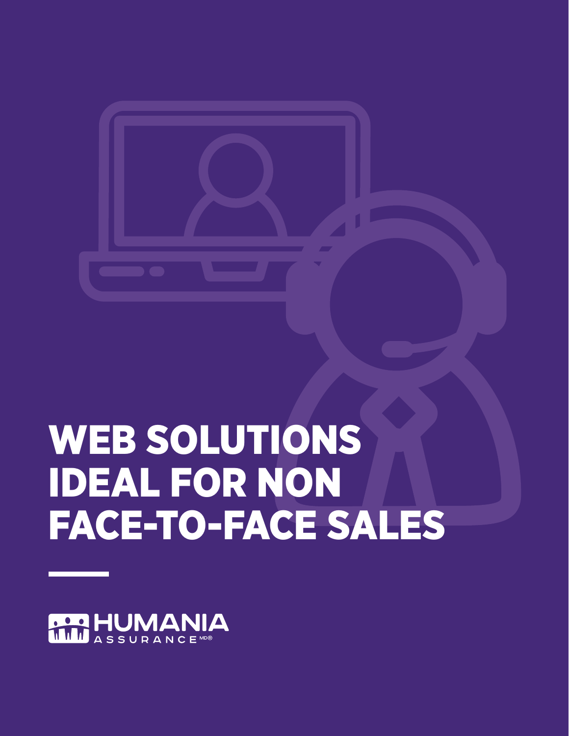# WEB SOLUTIONS IDEAL FOR NON FACE-TO-FACE SALES

HUMANIA ASSURANCE MD®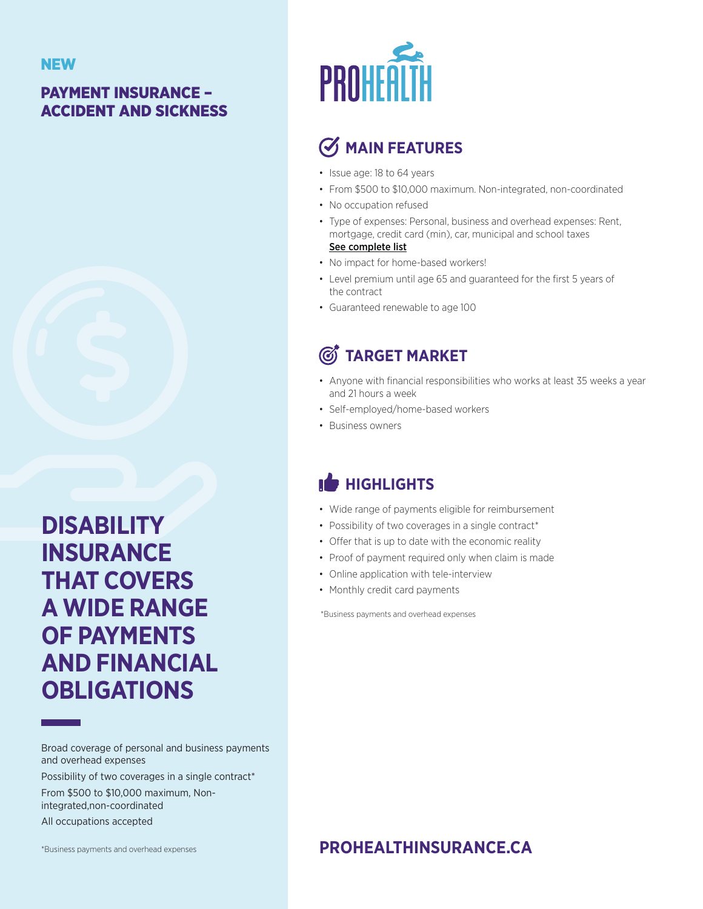NEW

## PAYMENT INSURANCE – ACCIDENT AND SICKNESS

# DISABILITY INSURANCE THAT COVERS A WIDE RANGE OF PAYMENTS AND FINANCIAL OBLIGATIONS

Broad coverage of personal and business payments and overhead expenses

Possibility of two coverages in a single contract*

From $500 to $10,000 maximum, Non-integrated,non-coordinated

All occupations accepted

*Business payments and overhead expenses

PROHEALTH

## MAIN FEATURES

- Issue age: 18 to 64 years
- From $500 to $10,000 maximum. Non-integrated, non-coordinated
- No occupation refused
- Type of expenses: Personal, business and overhead expenses: Rent, mortgage, credit card (min), car, municipal and school taxes
  See complete list
- No impact for home-based workers!
- Level premium until age 65 and guaranteed for the first 5 years of the contract
- Guaranteed renewable to age 100

## TARGET MARKET

- Anyone with financial responsibilities who works at least 35 weeks a year and 21 hours a week
- Self-employed/home-based workers
- Business owners

## HIGHLIGHTS

- Wide range of payments eligible for reimbursement
- Possibility of two coverages in a single contract*
- Offer that is up to date with the economic reality
- Proof of payment required only when claim is made
- Online application with tele-interview
- Monthly credit card payments

*Business payments and overhead expenses

**PROHEALTHINSURANCE.CA**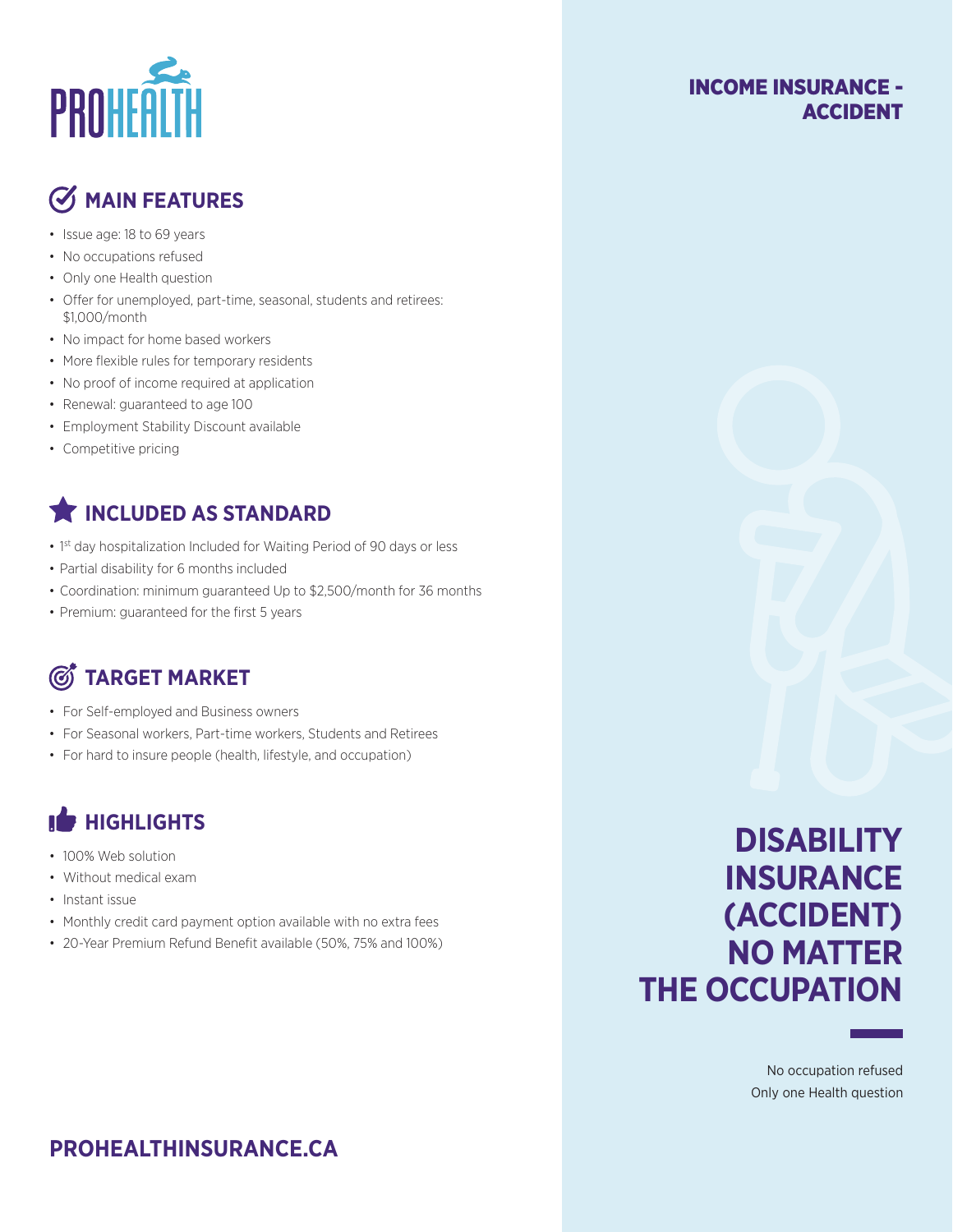PROHEALTH

## INCOME INSURANCE - ACCIDENT

## MAIN FEATURES

- Issue age: 18 to 69 years
- No occupations refused
- Only one Health question
- Offer for unemployed, part-time, seasonal, students and retirees: $1,000/month
- No impact for home based workers
- More flexible rules for temporary residents
- No proof of income required at application
- Renewal: guaranteed to age 100
- Employment Stability Discount available
- Competitive pricing

## INCLUDED AS STANDARD

- 1st day hospitalization Included for Waiting Period of 90 days or less
- Partial disability for 6 months included
- Coordination: minimum guaranteed Up to $2,500/month for 36 months
- Premium: guaranteed for the first 5 years

## TARGET MARKET

- For Self-employed and Business owners
- For Seasonal workers, Part-time workers, Students and Retirees
- For hard to insure people (health, lifestyle, and occupation)

## HIGHLIGHTS

- 100% Web solution
- Without medical exam
- Instant issue
- Monthly credit card payment option available with no extra fees
- 20-Year Premium Refund Benefit available (50%, 75% and 100%)

# DISABILITY INSURANCE (ACCIDENT) NO MATTER THE OCCUPATION

No occupation refused
Only one Health question

**PROHEALTHINSURANCE.CA**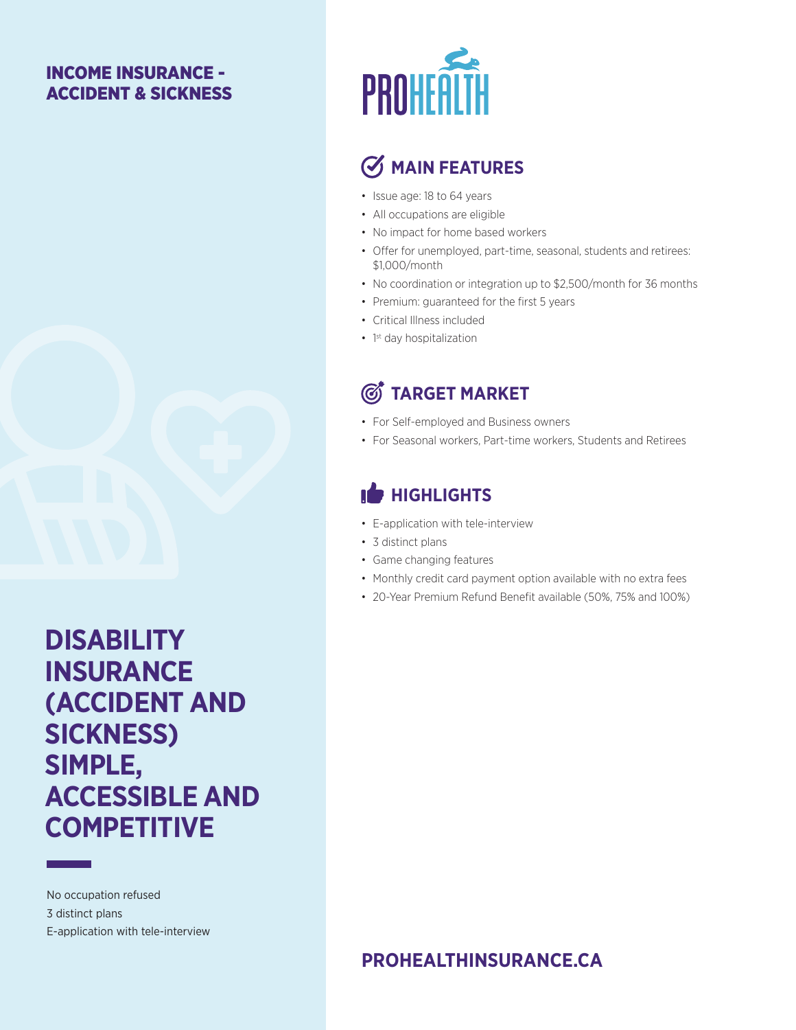## INCOME INSURANCE - ACCIDENT & SICKNESS

# DISABILITY INSURANCE (ACCIDENT AND SICKNESS) SIMPLE, ACCESSIBLE AND COMPETITIVE

No occupation refused
3 distinct plans
E-application with tele-interview

PROHEALTH

## MAIN FEATURES

- Issue age: 18 to 64 years
- All occupations are eligible
- No impact for home based workers
- Offer for unemployed, part-time, seasonal, students and retirees: $1,000/month
- No coordination or integration up to $2,500/month for 36 months
- Premium: guaranteed for the first 5 years
- Critical Illness included
- 1st day hospitalization

## TARGET MARKET

- For Self-employed and Business owners
- For Seasonal workers, Part-time workers, Students and Retirees

## HIGHLIGHTS

- E-application with tele-interview
- 3 distinct plans
- Game changing features
- Monthly credit card payment option available with no extra fees
- 20-Year Premium Refund Benefit available (50%, 75% and 100%)

**PROHEALTHINSURANCE.CA**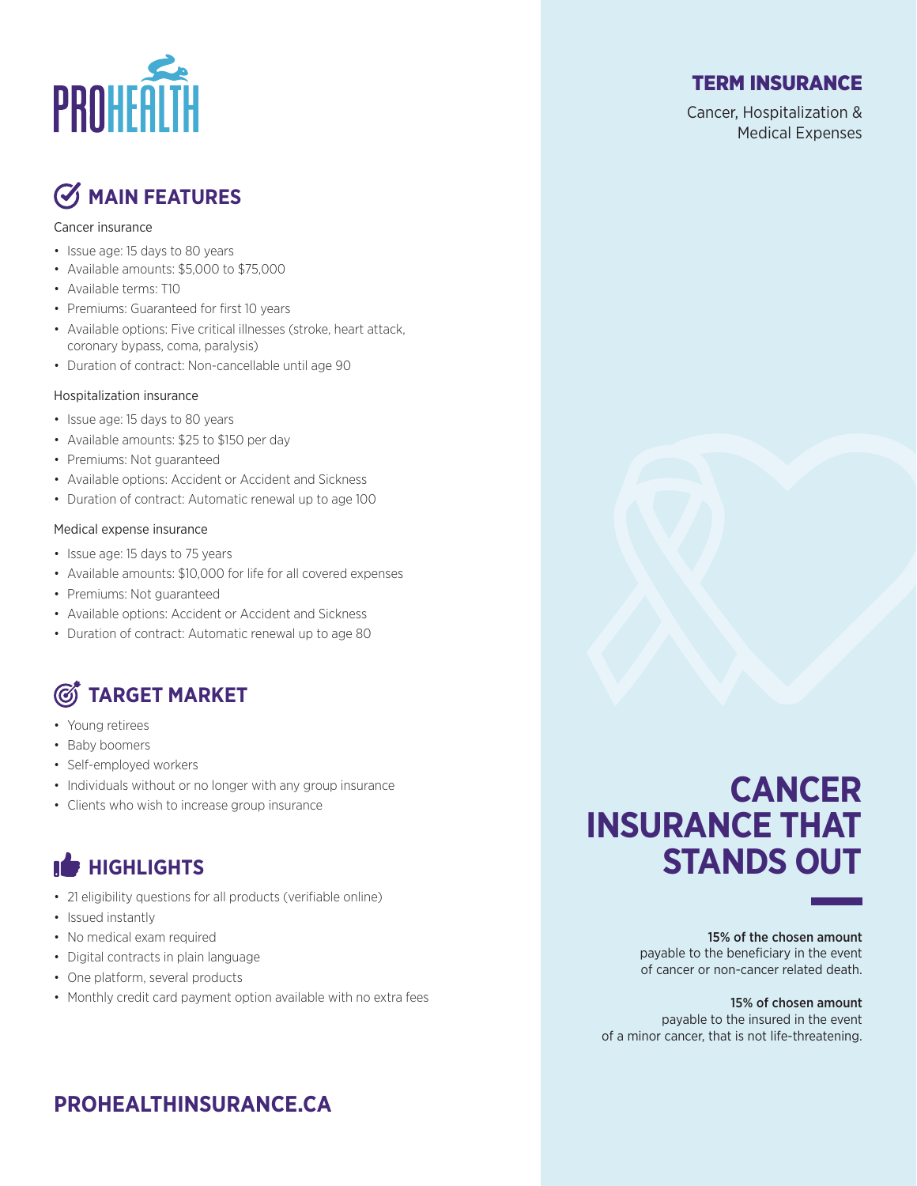# PROHEALTH

## TERM INSURANCE

Cancer, Hospitalization & Medical Expenses

## MAIN FEATURES

Cancer insurance

- Issue age: 15 days to 80 years
- Available amounts: $5,000 to $75,000
- Available terms: T10
- Premiums: Guaranteed for first 10 years
- Available options: Five critical illnesses (stroke, heart attack, coronary bypass, coma, paralysis)
- Duration of contract: Non-cancellable until age 90

Hospitalization insurance

- Issue age: 15 days to 80 years
- Available amounts: $25 to $150 per day
- Premiums: Not guaranteed
- Available options: Accident or Accident and Sickness
- Duration of contract: Automatic renewal up to age 100

Medical expense insurance

- Issue age: 15 days to 75 years
- Available amounts: $10,000 for life for all covered expenses
- Premiums: Not guaranteed
- Available options: Accident or Accident and Sickness
- Duration of contract: Automatic renewal up to age 80

## TARGET MARKET

- Young retirees
- Baby boomers
- Self-employed workers
- Individuals without or no longer with any group insurance
- Clients who wish to increase group insurance

## HIGHLIGHTS

- 21 eligibility questions for all products (verifiable online)
- Issued instantly
- No medical exam required
- Digital contracts in plain language
- One platform, several products
- Monthly credit card payment option available with no extra fees

# CANCER INSURANCE THAT STANDS OUT

**15% of the chosen amount**
payable to the beneficiary in the event of cancer or non-cancer related death.

**15% of chosen amount**
payable to the insured in the event of a minor cancer, that is not life-threatening.

**PROHEALTHINSURANCE.CA**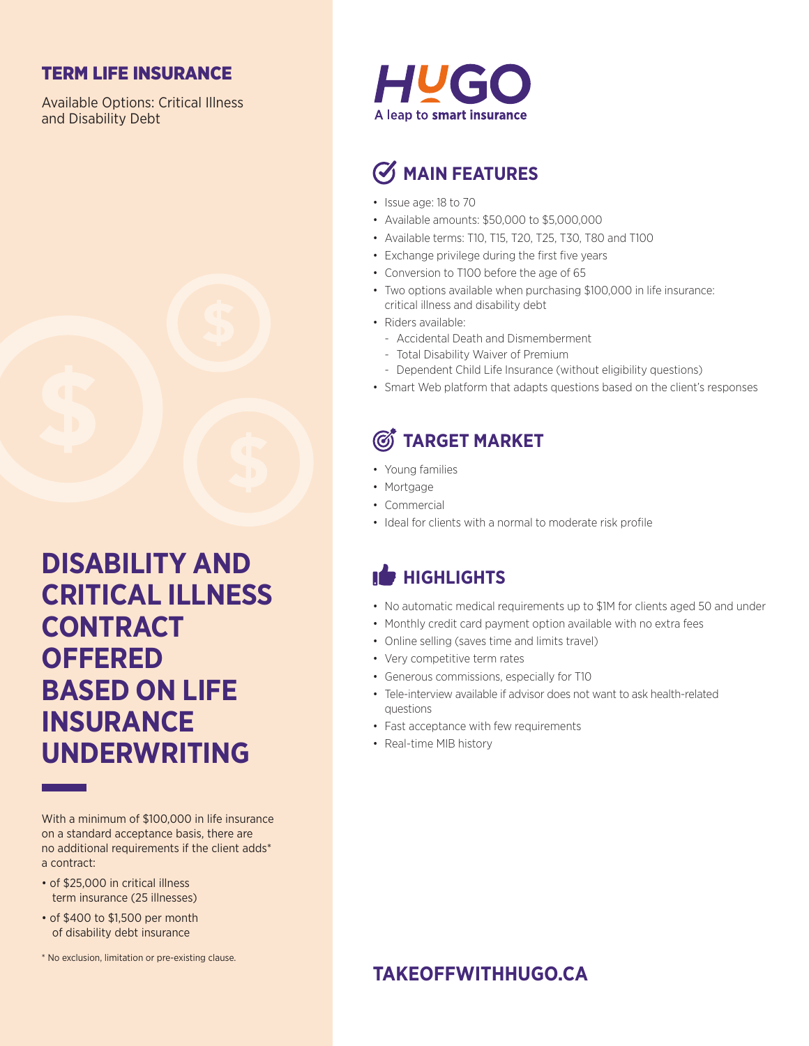## TERM LIFE INSURANCE

Available Options: Critical Illness and Disability Debt

# DISABILITY AND CRITICAL ILLNESS CONTRACT OFFERED BASED ON LIFE INSURANCE UNDERWRITING

With a minimum of $100,000 in life insurance on a standard acceptance basis, there are no additional requirements if the client adds* a contract:

- of $25,000 in critical illness term insurance (25 illnesses)
- of $400 to $1,500 per month of disability debt insurance

* No exclusion, limitation or pre-existing clause.

**HUGO**
A leap to **smart insurance**

## MAIN FEATURES

- Issue age: 18 to 70
- Available amounts: $50,000 to $5,000,000
- Available terms: T10, T15, T20, T25, T30, T80 and T100
- Exchange privilege during the first five years
- Conversion to T100 before the age of 65
- Two options available when purchasing $100,000 in life insurance: critical illness and disability debt
- Riders available:
  - Accidental Death and Dismemberment
  - Total Disability Waiver of Premium
  - Dependent Child Life Insurance (without eligibility questions)
- Smart Web platform that adapts questions based on the client's responses

## TARGET MARKET

- Young families
- Mortgage
- Commercial
- Ideal for clients with a normal to moderate risk profile

## HIGHLIGHTS

- No automatic medical requirements up to $1M for clients aged 50 and under
- Monthly credit card payment option available with no extra fees
- Online selling (saves time and limits travel)
- Very competitive term rates
- Generous commissions, especially for T10
- Tele-interview available if advisor does not want to ask health-related questions
- Fast acceptance with few requirements
- Real-time MIB history

**TAKEOFFWITHHUGO.CA**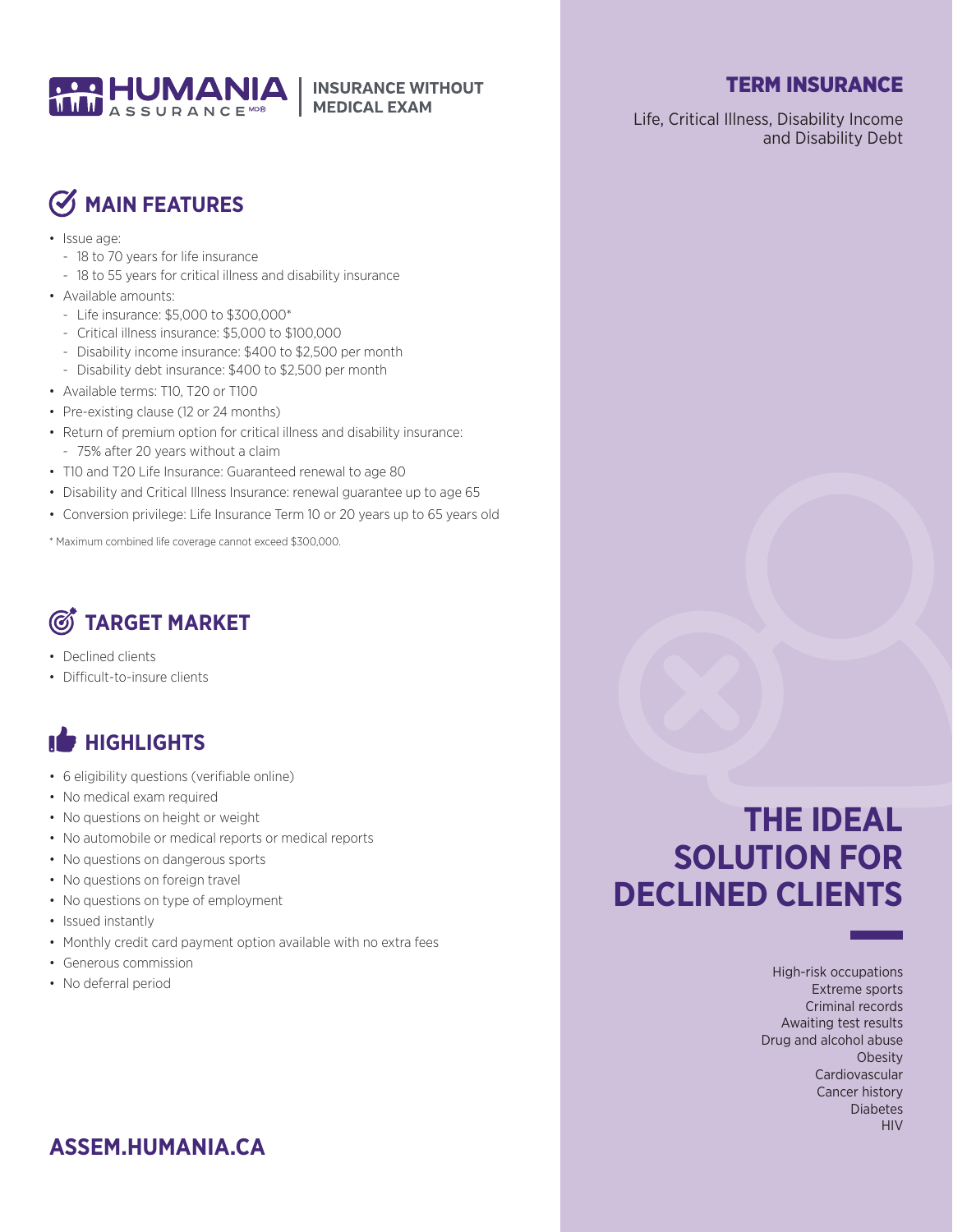HUMANIA ASSURANCE | INSURANCE WITHOUT MEDICAL EXAM

## TERM INSURANCE

Life, Critical Illness, Disability Income and Disability Debt

## MAIN FEATURES

- Issue age:
  - 18 to 70 years for life insurance
  - 18 to 55 years for critical illness and disability insurance
- Available amounts:
  - Life insurance: $5,000 to $300,000*
  - Critical illness insurance: $5,000 to $100,000
  - Disability income insurance: $400 to $2,500 per month
  - Disability debt insurance: $400 to $2,500 per month
- Available terms: T10, T20 or T100
- Pre-existing clause (12 or 24 months)
- Return of premium option for critical illness and disability insurance:
  - 75% after 20 years without a claim
- T10 and T20 Life Insurance: Guaranteed renewal to age 80
- Disability and Critical Illness Insurance: renewal guarantee up to age 65
- Conversion privilege: Life Insurance Term 10 or 20 years up to 65 years old

* Maximum combined life coverage cannot exceed $300,000.

## TARGET MARKET

- Declined clients
- Difficult-to-insure clients

## HIGHLIGHTS

- 6 eligibility questions (verifiable online)
- No medical exam required
- No questions on height or weight
- No automobile or medical reports or medical reports
- No questions on dangerous sports
- No questions on foreign travel
- No questions on type of employment
- Issued instantly
- Monthly credit card payment option available with no extra fees
- Generous commission
- No deferral period

## THE IDEAL SOLUTION FOR DECLINED CLIENTS

High-risk occupations
Extreme sports
Criminal records
Awaiting test results
Drug and alcohol abuse
Obesity
Cardiovascular
Cancer history
Diabetes
HIV

**ASSEM.HUMANIA.CA**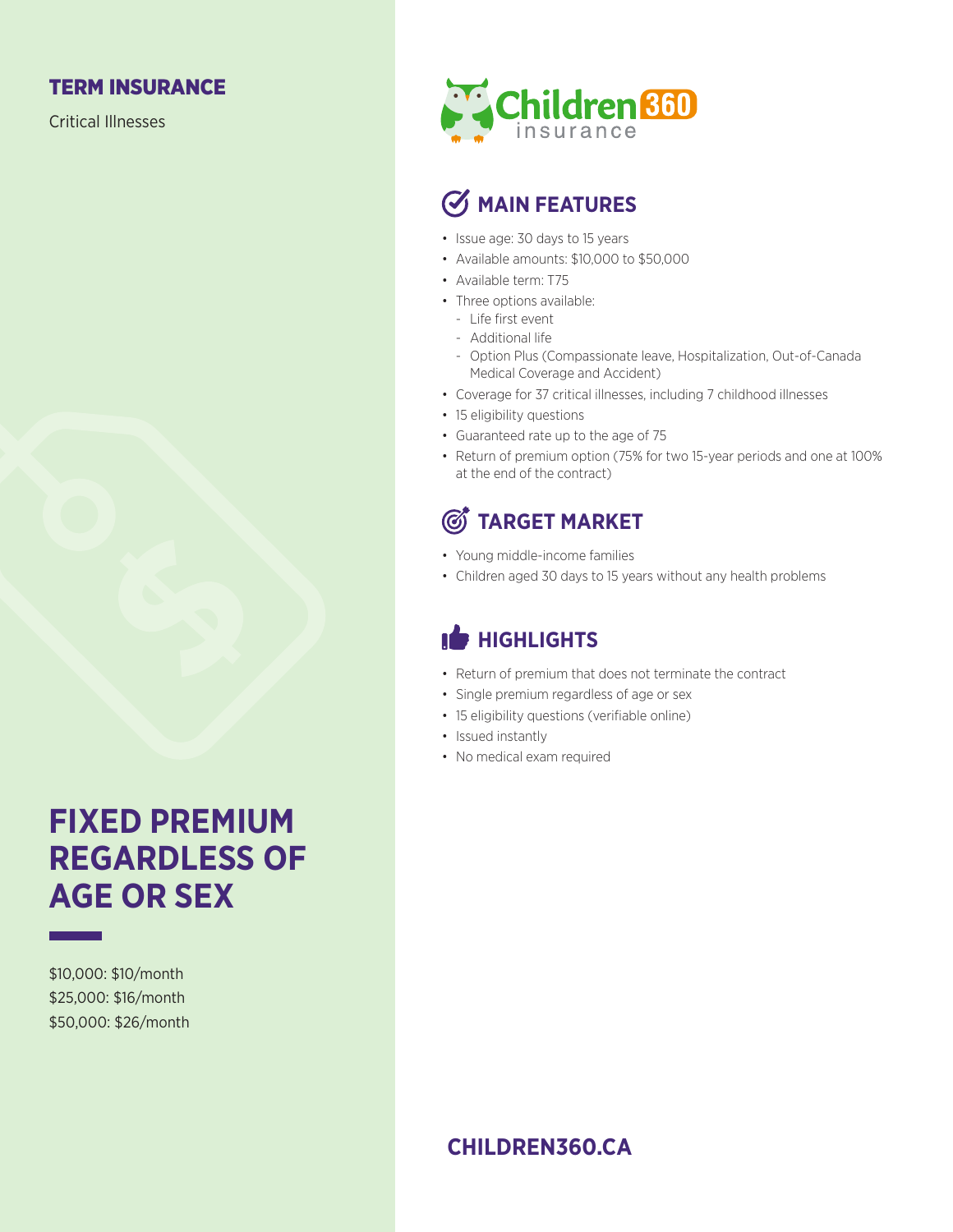## TERM INSURANCE

Critical Illnesses

# FIXED PREMIUM REGARDLESS OF AGE OR SEX

$10,000: $10/month
$25,000: $16/month
$50,000: $26/month

Children 360 insurance

## MAIN FEATURES

- Issue age: 30 days to 15 years
- Available amounts: $10,000 to $50,000
- Available term: T75
- Three options available:
  - Life first event
  - Additional life
  - Option Plus (Compassionate leave, Hospitalization, Out-of-Canada Medical Coverage and Accident)
- Coverage for 37 critical illnesses, including 7 childhood illnesses
- 15 eligibility questions
- Guaranteed rate up to the age of 75
- Return of premium option (75% for two 15-year periods and one at 100% at the end of the contract)

## TARGET MARKET

- Young middle-income families
- Children aged 30 days to 15 years without any health problems

## HIGHLIGHTS

- Return of premium that does not terminate the contract
- Single premium regardless of age or sex
- 15 eligibility questions (verifiable online)
- Issued instantly
- No medical exam required

**CHILDREN360.CA**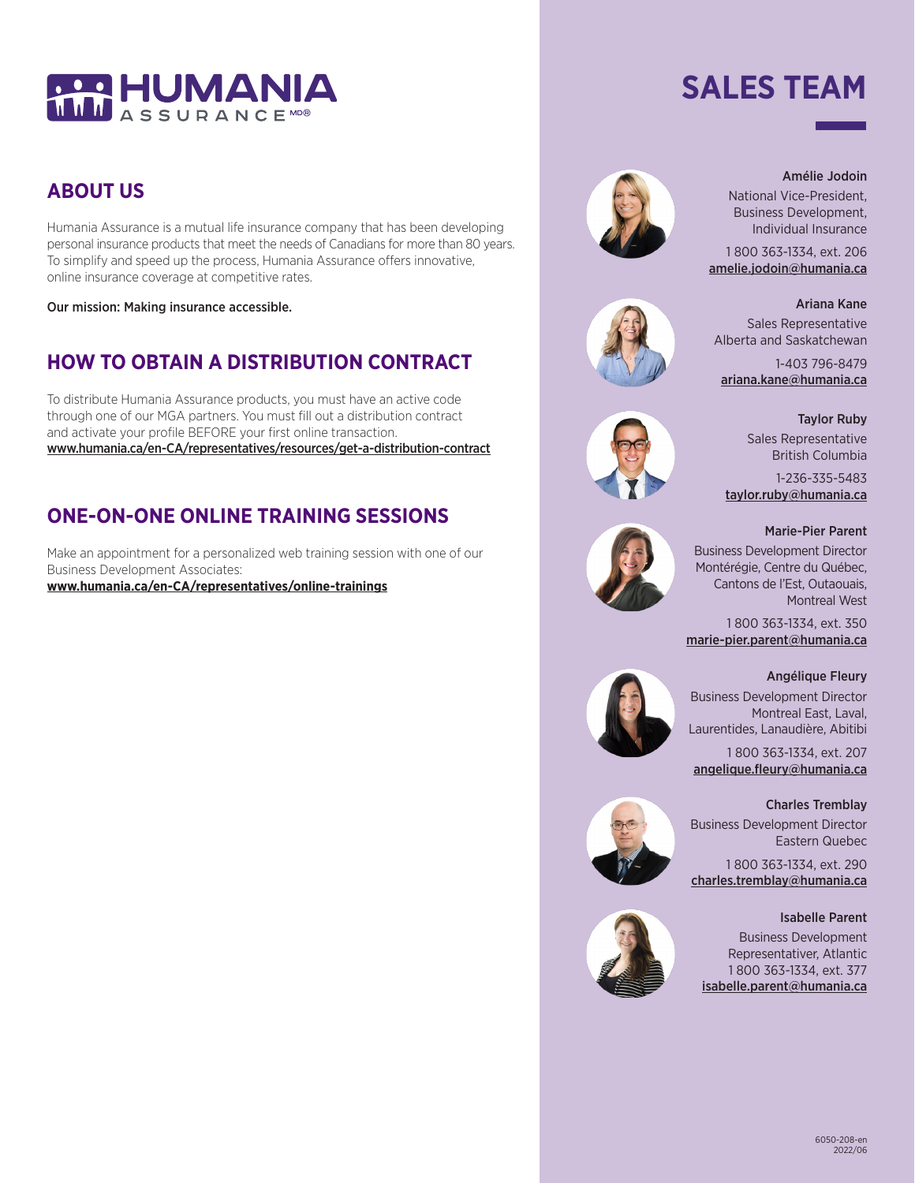# HUMANIA ASSURANCE

## ABOUT US

Humania Assurance is a mutual life insurance company that has been developing personal insurance products that meet the needs of Canadians for more than 80 years. To simplify and speed up the process, Humania Assurance offers innovative, online insurance coverage at competitive rates.

**Our mission: Making insurance accessible.**

## HOW TO OBTAIN A DISTRIBUTION CONTRACT

To distribute Humania Assurance products, you must have an active code through one of our MGA partners. You must fill out a distribution contract and activate your profile BEFORE your first online transaction.
www.humania.ca/en-CA/representatives/resources/get-a-distribution-contract

## ONE-ON-ONE ONLINE TRAINING SESSIONS

Make an appointment for a personalized web training session with one of our Business Development Associates:
**www.humania.ca/en-CA/representatives/online-trainings**

## SALES TEAM

**Amélie Jodoin**
National Vice-President, Business Development, Individual Insurance
1 800 363-1334, ext. 206
amelie.jodoin@humania.ca

**Ariana Kane**
Sales Representative
Alberta and Saskatchewan
1-403 796-8479
ariana.kane@humania.ca

**Taylor Ruby**
Sales Representative
British Columbia
1-236-335-5483
taylor.ruby@humania.ca

**Marie-Pier Parent**
Business Development Director
Montérégie, Centre du Québec, Cantons de l'Est, Outaouais, Montreal West
1 800 363-1334, ext. 350
marie-pier.parent@humania.ca

**Angélique Fleury**
Business Development Director
Montreal East, Laval, Laurentides, Lanaudière, Abitibi
1 800 363-1334, ext. 207
angelique.fleury@humania.ca

**Charles Tremblay**
Business Development Director
Eastern Quebec
1 800 363-1334, ext. 290
charles.tremblay@humania.ca

**Isabelle Parent**
Business Development Representativer, Atlantic
1 800 363-1334, ext. 377
isabelle.parent@humania.ca

6050-208-en
2022/06